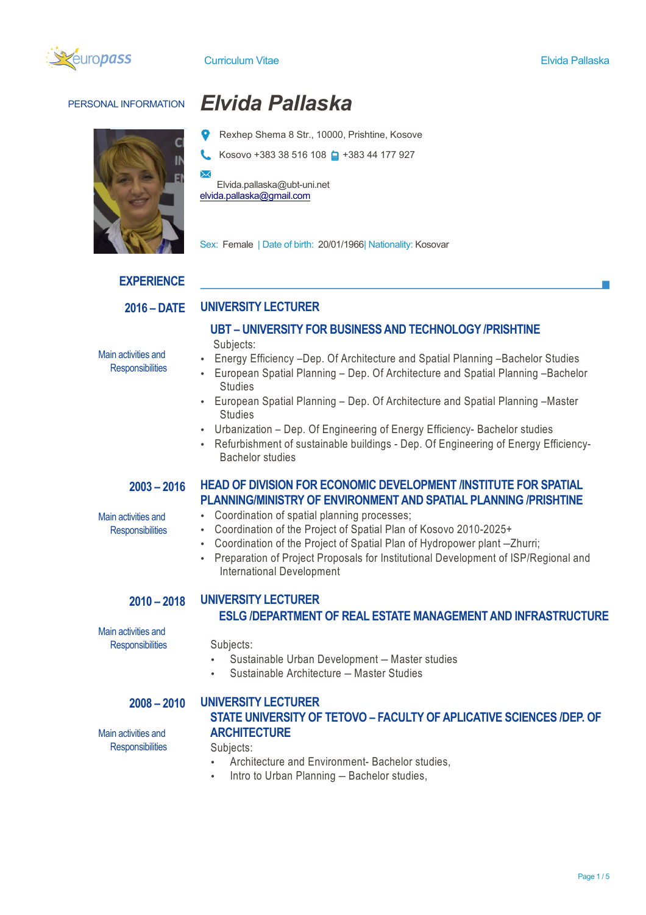# Elvida Pallaska

## PERSONAL INFORMATION

Rexhep Shema 8 Str., 10000, Prishtine, Kosove

Kosovo +383 38 516 108 +383 44 177 927

Elvida.pallaska@ubt-uni.net
elvida.pallaska@gmail.com

Sex: Female | Date of birth: 20/01/1966| Nationality: Kosovar

## EXPERIENCE

### 2016 – DATE

**UNIVERSITY LECTURER**

**UBT – UNIVERSITY FOR BUSINESS AND TECHNOLOGY /PRISHTINE**

Main activities and Responsibilities

Subjects:

- Energy Efficiency –Dep. Of Architecture and Spatial Planning –Bachelor Studies
- European Spatial Planning – Dep. Of Architecture and Spatial Planning –Bachelor Studies
- European Spatial Planning – Dep. Of Architecture and Spatial Planning –Master Studies
- Urbanization – Dep. Of Engineering of Energy Efficiency- Bachelor studies
- Refurbishment of sustainable buildings - Dep. Of Engineering of Energy Efficiency- Bachelor studies

### 2003 – 2016

**HEAD OF DIVISION FOR ECONOMIC DEVELOPMENT /INSTITUTE FOR SPATIAL PLANNING/MINISTRY OF ENVIRONMENT AND SPATIAL PLANNING /PRISHTINE**

Main activities and Responsibilities

- Coordination of spatial planning processes;
- Coordination of the Project of Spatial Plan of Kosovo 2010-2025+
- Coordination of the Project of Spatial Plan of Hydropower plant –Zhurri;
- Preparation of Project Proposals for Institutional Development of ISP/Regional and International Development

### 2010 – 2018

**UNIVERSITY LECTURER**

**ESLG /DEPARTMENT OF REAL ESTATE MANAGEMENT AND INFRASTRUCTURE**

Main activities and Responsibilities

Subjects:

- Sustainable Urban Development – Master studies
- Sustainable Architecture – Master Studies

### 2008 – 2010

**UNIVERSITY LECTURER**

**STATE UNIVERSITY OF TETOVO – FACULTY OF APLICATIVE SCIENCES /DEP. OF ARCHITECTURE**

Main activities and Responsibilities

Subjects:

- Architecture and Environment- Bachelor studies,
- Intro to Urban Planning – Bachelor studies,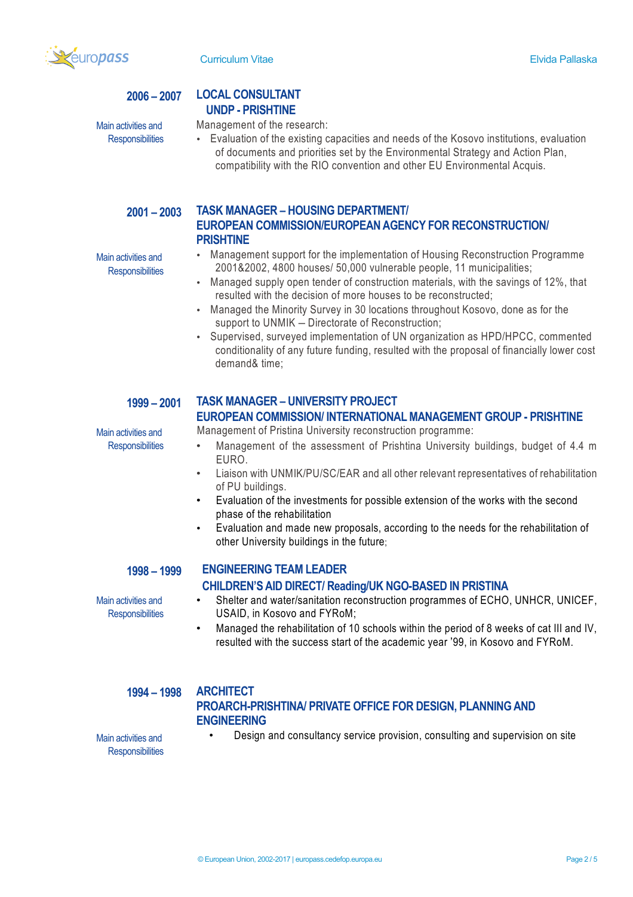## 2006 – 2007 LOCAL CONSULTANT

### UNDP - PRISHTINE

**Main activities and Responsibilities**

Management of the research:

- Evaluation of the existing capacities and needs of the Kosovo institutions, evaluation of documents and priorities set by the Environmental Strategy and Action Plan, compatibility with the RIO convention and other EU Environmental Acquis.

## 2001 – 2003 TASK MANAGER – HOUSING DEPARTMENT/

### EUROPEAN COMMISSION/EUROPEAN AGENCY FOR RECONSTRUCTION/ PRISHTINE

**Main activities and Responsibilities**

- Management support for the implementation of Housing Reconstruction Programme 2001&2002, 4800 houses/ 50,000 vulnerable people, 11 municipalities;
- Managed supply open tender of construction materials, with the savings of 12%, that resulted with the decision of more houses to be reconstructed;
- Managed the Minority Survey in 30 locations throughout Kosovo, done as for the support to UNMIK – Directorate of Reconstruction;
- Supervised, surveyed implementation of UN organization as HPD/HPCC, commented conditionality of any future funding, resulted with the proposal of financially lower cost demand& time;

## 1999 – 2001 TASK MANAGER – UNIVERSITY PROJECT

### EUROPEAN COMMISSION/ INTERNATIONAL MANAGEMENT GROUP - PRISHTINE

**Main activities and Responsibilities**

Management of Pristina University reconstruction programme:

- Management of the assessment of Prishtina University buildings, budget of 4.4 m EURO.
- Liaison with UNMIK/PU/SC/EAR and all other relevant representatives of rehabilitation of PU buildings.
- Evaluation of the investments for possible extension of the works with the second phase of the rehabilitation
- Evaluation and made new proposals, according to the needs for the rehabilitation of other University buildings in the future;

## 1998 – 1999 ENGINEERING TEAM LEADER

### CHILDREN'S AID DIRECT/ Reading/UK NGO-BASED IN PRISTINA

**Main activities and Responsibilities**

- Shelter and water/sanitation reconstruction programmes of ECHO, UNHCR, UNICEF, USAID, in Kosovo and FYRoM;
- Managed the rehabilitation of 10 schools within the period of 8 weeks of cat III and IV, resulted with the success start of the academic year '99, in Kosovo and FYRoM.

## 1994 – 1998 ARCHITECT

### PROARCH-PRISHTINA/ PRIVATE OFFICE FOR DESIGN, PLANNING AND ENGINEERING

**Main activities and Responsibilities**

- Design and consultancy service provision, consulting and supervision on site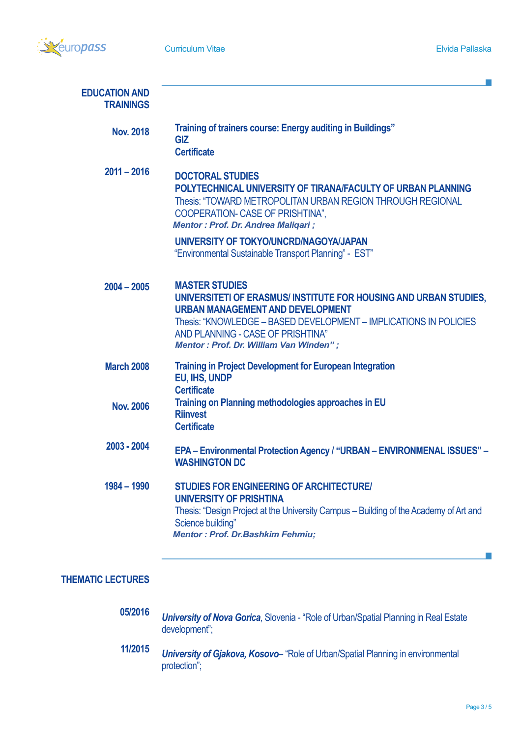## EDUCATION AND TRAININGS

**Nov. 2018**

**Training of trainers course: Energy auditing in Buildings”**
**GIZ**
**Certificate**

**2011 – 2016**

**DOCTORAL STUDIES**
**POLYTECHNICAL UNIVERSITY OF TIRANA/FACULTY OF URBAN PLANNING**
Thesis: “TOWARD METROPOLITAN URBAN REGION THROUGH REGIONAL COOPERATION- CASE OF PRISHTINA”,
***Mentor : Prof. Dr. Andrea Maliqari ;***

**UNIVERSITY OF TOKYO/UNCRD/NAGOYA/JAPAN**
“Environmental Sustainable Transport Planning” - EST”

**2004 – 2005**

**MASTER STUDIES**
**UNIVERSITETI OF ERASMUS/ INSTITUTE FOR HOUSING AND URBAN STUDIES, URBAN MANAGEMENT AND DEVELOPMENT**
Thesis: “KNOWLEDGE – BASED DEVELOPMENT – IMPLICATIONS IN POLICIES AND PLANNING - CASE OF PRISHTINA”
***Mentor : Prof. Dr. William Van Winden” ;***

**March 2008**

**Training in Project Development for European Integration**
**EU, IHS, UNDP**
**Certificate**

**Nov. 2006**

**Training on Planning methodologies approaches in EU**
**Riinvest**
**Certificate**

**2003 - 2004**

**EPA – Environmental Protection Agency / “URBAN – ENVIRONMENAL ISSUES” – WASHINGTON DC**

**1984 – 1990**

**STUDIES FOR ENGINEERING OF ARCHITECTURE/ UNIVERSITY OF PRISHTINA**
Thesis: “Design Project at the University Campus – Building of the Academy of Art and Science building”
***Mentor : Prof. Dr.Bashkim Fehmiu;***

## THEMATIC LECTURES

**05/2016**

***University of Nova Gorica***, Slovenia - “Role of Urban/Spatial Planning in Real Estate development”;

**11/2015**

***University of Gjakova, Kosovo***– “Role of Urban/Spatial Planning in environmental protection”;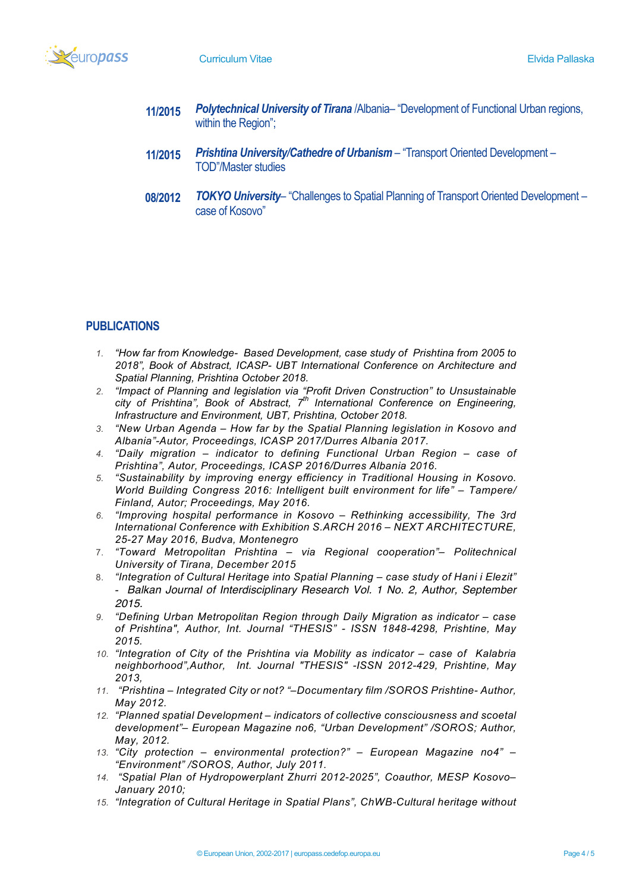**11/2015** ***Polytechnical University of Tirana*** /Albania– "Development of Functional Urban regions, within the Region";

**11/2015** ***Prishtina University/Cathedre of Urbanism*** – "Transport Oriented Development – TOD"/Master studies

**08/2012** ***TOKYO University***– "Challenges to Spatial Planning of Transport Oriented Development – case of Kosovo"

## PUBLICATIONS

1. *"How far from Knowledge- Based Development, case study of Prishtina from 2005 to 2018", Book of Abstract, ICASP- UBT International Conference on Architecture and Spatial Planning, Prishtina October 2018.*
2. *"Impact of Planning and legislation via "Profit Driven Construction" to Unsustainable city of Prishtina", Book of Abstract, 7th International Conference on Engineering, Infrastructure and Environment, UBT, Prishtina, October 2018.*
3. *"New Urban Agenda – How far by the Spatial Planning legislation in Kosovo and Albania"-Autor, Proceedings, ICASP 2017/Durres Albania 2017.*
4. *"Daily migration – indicator to defining Functional Urban Region – case of Prishtina", Autor, Proceedings, ICASP 2016/Durres Albania 2016.*
5. *"Sustainability by improving energy efficiency in Traditional Housing in Kosovo. World Building Congress 2016: Intelligent built environment for life" – Tampere/ Finland, Autor; Proceedings, May 2016.*
6. *"Improving hospital performance in Kosovo – Rethinking accessibility, The 3rd International Conference with Exhibition S.ARCH 2016 – NEXT ARCHITECTURE, 25-27 May 2016, Budva, Montenegro*
7. *"Toward Metropolitan Prishtina – via Regional cooperation"– Politechnical University of Tirana, December 2015*
8. *"Integration of Cultural Heritage into Spatial Planning – case study of Hani i Elezit" - Balkan Journal of Interdisciplinary Research Vol. 1 No. 2, Author, September 2015.*
9. *"Defining Urban Metropolitan Region through Daily Migration as indicator – case of Prishtina", Author, Int. Journal "THESIS" - ISSN 1848-4298, Prishtine, May 2015.*
10. *"Integration of City of the Prishtina via Mobility as indicator – case of Kalabria neighborhood",Author, Int. Journal "THESIS" -ISSN 2012-429, Prishtine, May 2013,*
11. *"Prishtina – Integrated City or not? "–Documentary film /SOROS Prishtine- Author, May 2012.*
12. *"Planned spatial Development – indicators of collective consciousness and scoetal development"– European Magazine no6, "Urban Development" /SOROS; Author, May, 2012.*
13. *"City protection – environmental protection?" – European Magazine no4" – "Environment" /SOROS, Author, July 2011.*
14. *"Spatial Plan of Hydropowerplant Zhurri 2012-2025", Coauthor, MESP Kosovo– January 2010;*
15. *"Integration of Cultural Heritage in Spatial Plans", ChWB-Cultural heritage without*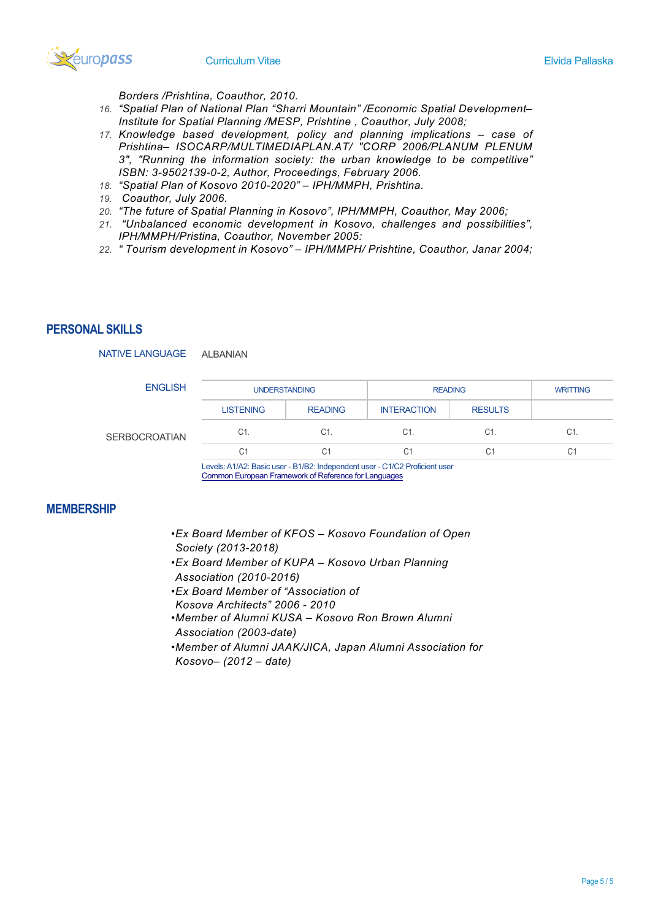*Borders /Prishtina, Coauthor, 2010.*

16. *"Spatial Plan of National Plan "Sharri Mountain" /Economic Spatial Development–Institute for Spatial Planning /MESP, Prishtine , Coauthor, July 2008;*
17. *Knowledge based development, policy and planning implications – case of Prishtina– ISOCARP/MULTIMEDIAPLAN.AT/ "CORP 2006/PLANUM PLENUM 3", "Running the information society: the urban knowledge to be competitive" ISBN: 3-9502139-0-2, Author, Proceedings, February 2006.*
18. *"Spatial Plan of Kosovo 2010-2020" – IPH/MMPH, Prishtina.*
19. *Coauthor, July 2006.*
20. *"The future of Spatial Planning in Kosovo", IPH/MMPH, Coauthor, May 2006;*
21. *"Unbalanced economic development in Kosovo, challenges and possibilities", IPH/MMPH/Pristina, Coauthor, November 2005:*
22. *" Tourism development in Kosovo" – IPH/MMPH/ Prishtine, Coauthor, Janar 2004;*

## PERSONAL SKILLS

NATIVE LANGUAGE ALBANIAN

| | UNDERSTANDING | | READING | | WRITTING |
|---|---|---|---|---|---|
| | LISTENING | READING | INTERACTION | RESULTS | |
| ENGLISH | C1. | C1. | C1. | C1. | C1. |
| SERBOCROATIAN | C1 | C1 | C1 | C1 | C1 |

Levels: A1/A2: Basic user - B1/B2: Independent user - C1/C2 Proficient user
Common European Framework of Reference for Languages

## MEMBERSHIP

- *Ex Board Member of KFOS – Kosovo Foundation of Open Society (2013-2018)*
- *Ex Board Member of KUPA – Kosovo Urban Planning Association (2010-2016)*
- *Ex Board Member of "Association of Kosova Architects" 2006 - 2010*
- *Member of Alumni KUSA – Kosovo Ron Brown Alumni Association (2003-date)*
- *Member of Alumni JAAK/JICA, Japan Alumni Association for Kosovo– (2012 – date)*